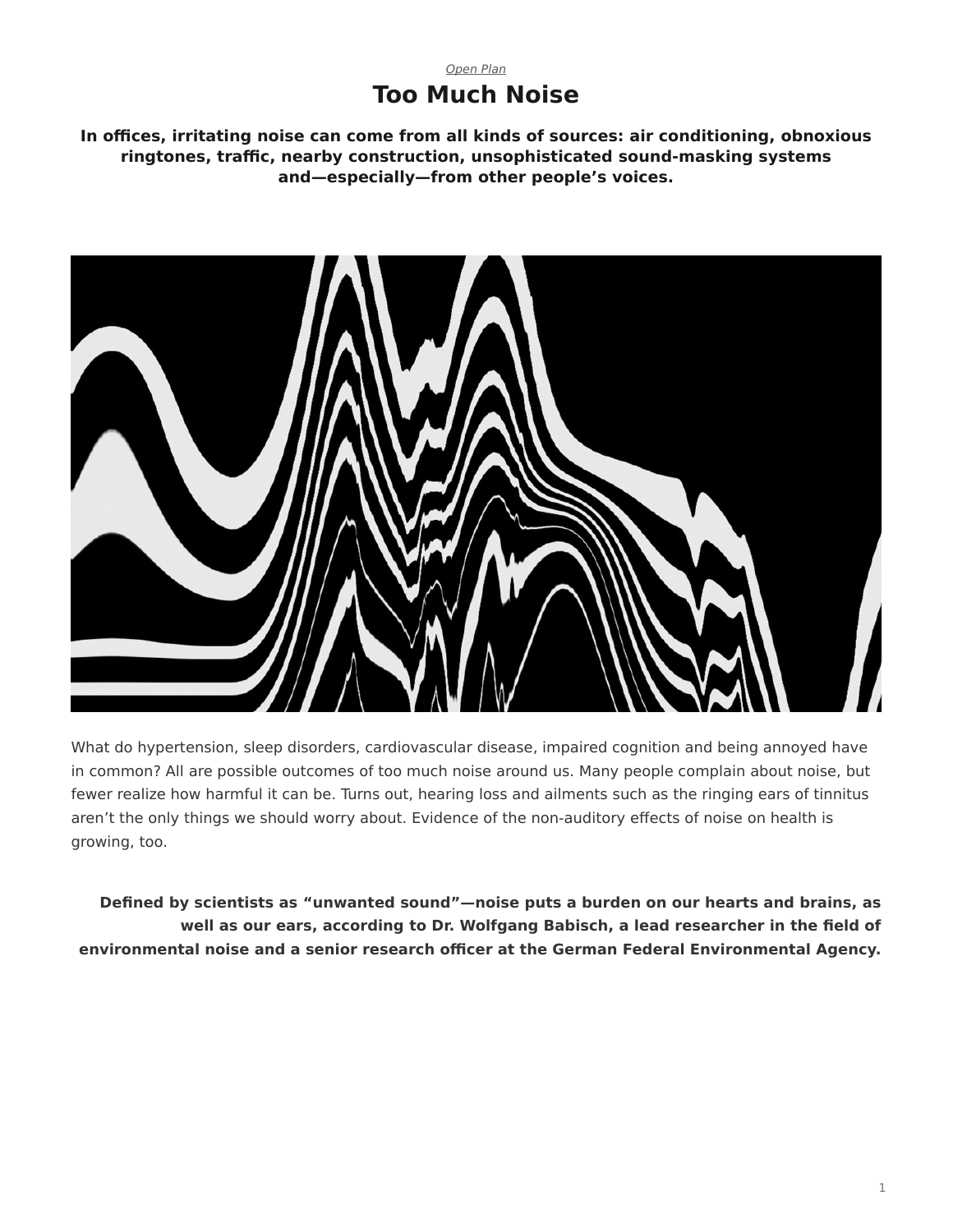*Open Plan*

# Too Much Noise

**In offices, irritating noise can come from all kinds of sources: air conditioning, obnoxious ringtones, traffic, nearby construction, unsophisticated sound-masking systems and—especially—from other people's voices.**

What do hypertension, sleep disorders, cardiovascular disease, impaired cognition and being annoyed have in common? All are possible outcomes of too much noise around us. Many people complain about noise, but fewer realize how harmful it can be. Turns out, hearing loss and ailments such as the ringing ears of tinnitus aren't the only things we should worry about. Evidence of the non-auditory effects of noise on health is growing, too.

**Defined by scientists as "unwanted sound"—noise puts a burden on our hearts and brains, as well as our ears, according to Dr. Wolfgang Babisch, a lead researcher in the field of environmental noise and a senior research officer at the German Federal Environmental Agency.**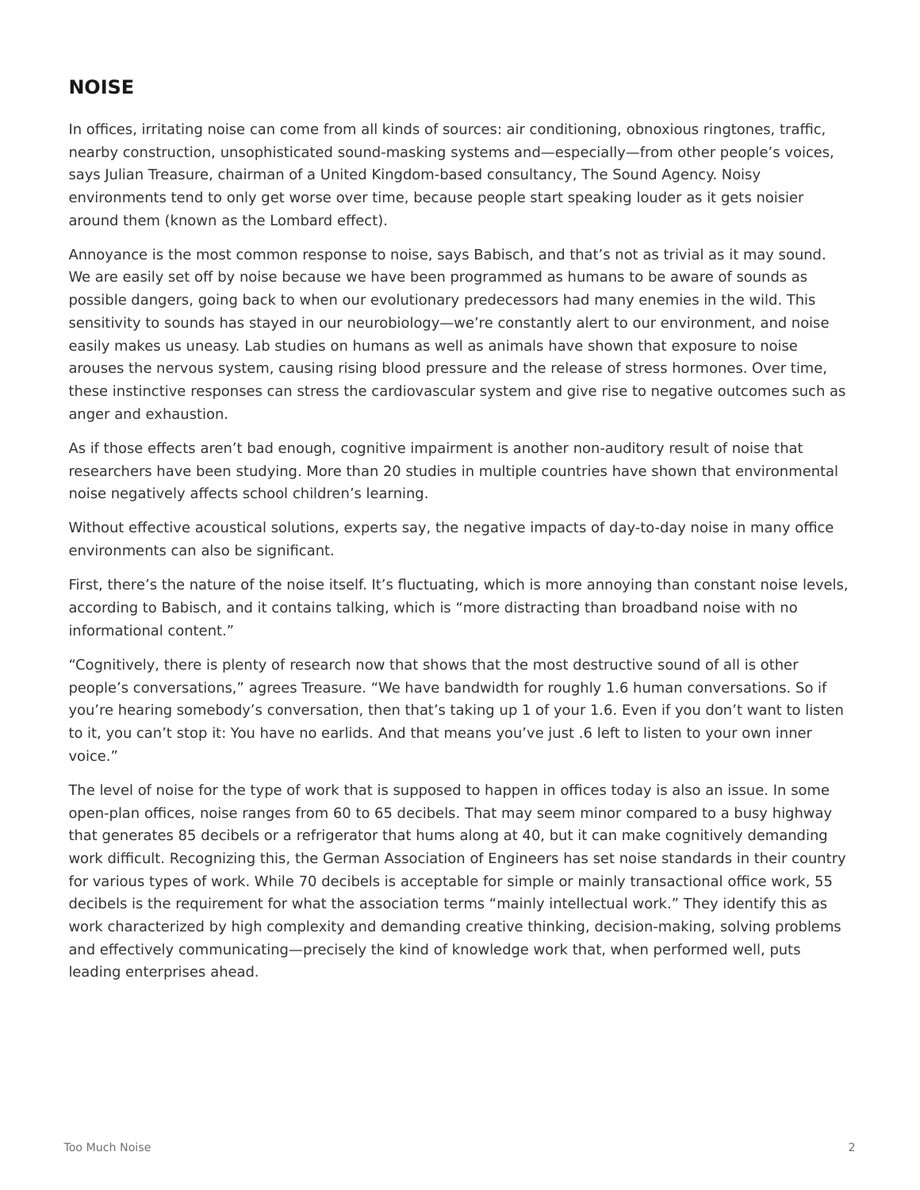## NOISE

In offices, irritating noise can come from all kinds of sources: air conditioning, obnoxious ringtones, traffic, nearby construction, unsophisticated sound-masking systems and—especially—from other people's voices, says Julian Treasure, chairman of a United Kingdom-based consultancy, The Sound Agency. Noisy environments tend to only get worse over time, because people start speaking louder as it gets noisier around them (known as the Lombard effect).

Annoyance is the most common response to noise, says Babisch, and that's not as trivial as it may sound. We are easily set off by noise because we have been programmed as humans to be aware of sounds as possible dangers, going back to when our evolutionary predecessors had many enemies in the wild. This sensitivity to sounds has stayed in our neurobiology—we're constantly alert to our environment, and noise easily makes us uneasy. Lab studies on humans as well as animals have shown that exposure to noise arouses the nervous system, causing rising blood pressure and the release of stress hormones. Over time, these instinctive responses can stress the cardiovascular system and give rise to negative outcomes such as anger and exhaustion.

As if those effects aren't bad enough, cognitive impairment is another non-auditory result of noise that researchers have been studying. More than 20 studies in multiple countries have shown that environmental noise negatively affects school children's learning.

Without effective acoustical solutions, experts say, the negative impacts of day-to-day noise in many office environments can also be significant.

First, there's the nature of the noise itself. It's fluctuating, which is more annoying than constant noise levels, according to Babisch, and it contains talking, which is "more distracting than broadband noise with no informational content."

"Cognitively, there is plenty of research now that shows that the most destructive sound of all is other people's conversations," agrees Treasure. "We have bandwidth for roughly 1.6 human conversations. So if you're hearing somebody's conversation, then that's taking up 1 of your 1.6. Even if you don't want to listen to it, you can't stop it: You have no earlids. And that means you've just .6 left to listen to your own inner voice."

The level of noise for the type of work that is supposed to happen in offices today is also an issue. In some open-plan offices, noise ranges from 60 to 65 decibels. That may seem minor compared to a busy highway that generates 85 decibels or a refrigerator that hums along at 40, but it can make cognitively demanding work difficult. Recognizing this, the German Association of Engineers has set noise standards in their country for various types of work. While 70 decibels is acceptable for simple or mainly transactional office work, 55 decibels is the requirement for what the association terms "mainly intellectual work." They identify this as work characterized by high complexity and demanding creative thinking, decision-making, solving problems and effectively communicating—precisely the kind of knowledge work that, when performed well, puts leading enterprises ahead.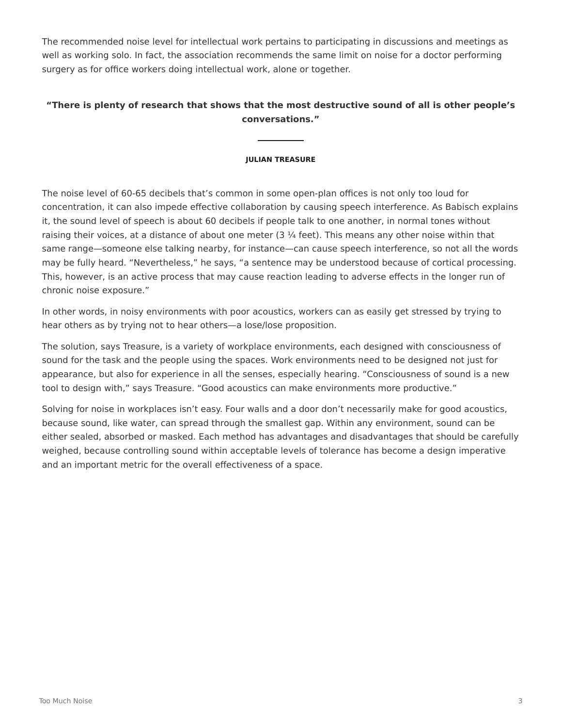The recommended noise level for intellectual work pertains to participating in discussions and meetings as well as working solo. In fact, the association recommends the same limit on noise for a doctor performing surgery as for office workers doing intellectual work, alone or together.

> **“There is plenty of research that shows that the most destructive sound of all is other people’s conversations.”**
>
> **JULIAN TREASURE**

The noise level of 60-65 decibels that’s common in some open-plan offices is not only too loud for concentration, it can also impede effective collaboration by causing speech interference. As Babisch explains it, the sound level of speech is about 60 decibels if people talk to one another, in normal tones without raising their voices, at a distance of about one meter (3 ¼ feet). This means any other noise within that same range—someone else talking nearby, for instance—can cause speech interference, so not all the words may be fully heard. “Nevertheless,” he says, “a sentence may be understood because of cortical processing. This, however, is an active process that may cause reaction leading to adverse effects in the longer run of chronic noise exposure.”

In other words, in noisy environments with poor acoustics, workers can as easily get stressed by trying to hear others as by trying not to hear others—a lose/lose proposition.

The solution, says Treasure, is a variety of workplace environments, each designed with consciousness of sound for the task and the people using the spaces. Work environments need to be designed not just for appearance, but also for experience in all the senses, especially hearing. “Consciousness of sound is a new tool to design with,” says Treasure. “Good acoustics can make environments more productive.”

Solving for noise in workplaces isn’t easy. Four walls and a door don’t necessarily make for good acoustics, because sound, like water, can spread through the smallest gap. Within any environment, sound can be either sealed, absorbed or masked. Each method has advantages and disadvantages that should be carefully weighed, because controlling sound within acceptable levels of tolerance has become a design imperative and an important metric for the overall effectiveness of a space.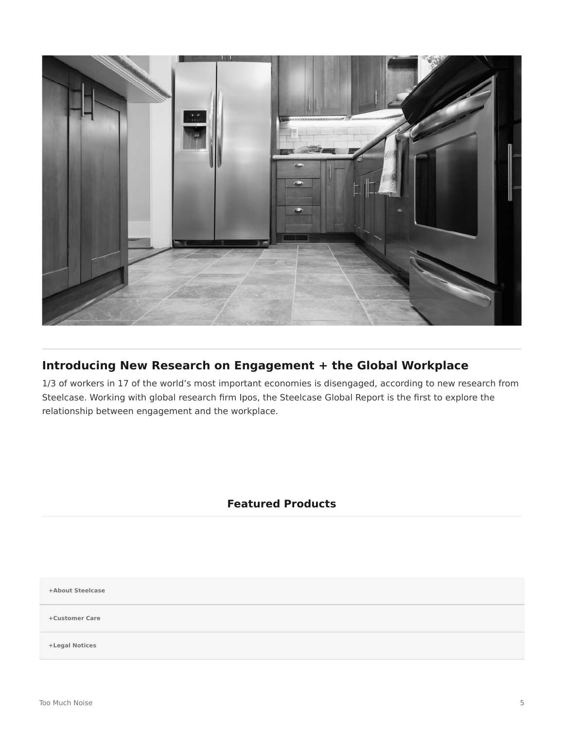## Introducing New Research on Engagement + the Global Workplace

1/3 of workers in 17 of the world's most important economies is disengaged, according to new research from Steelcase. Working with global research firm Ipos, the Steelcase Global Report is the first to explore the relationship between engagement and the workplace.

### Featured Products

+About Steelcase

+Customer Care

+Legal Notices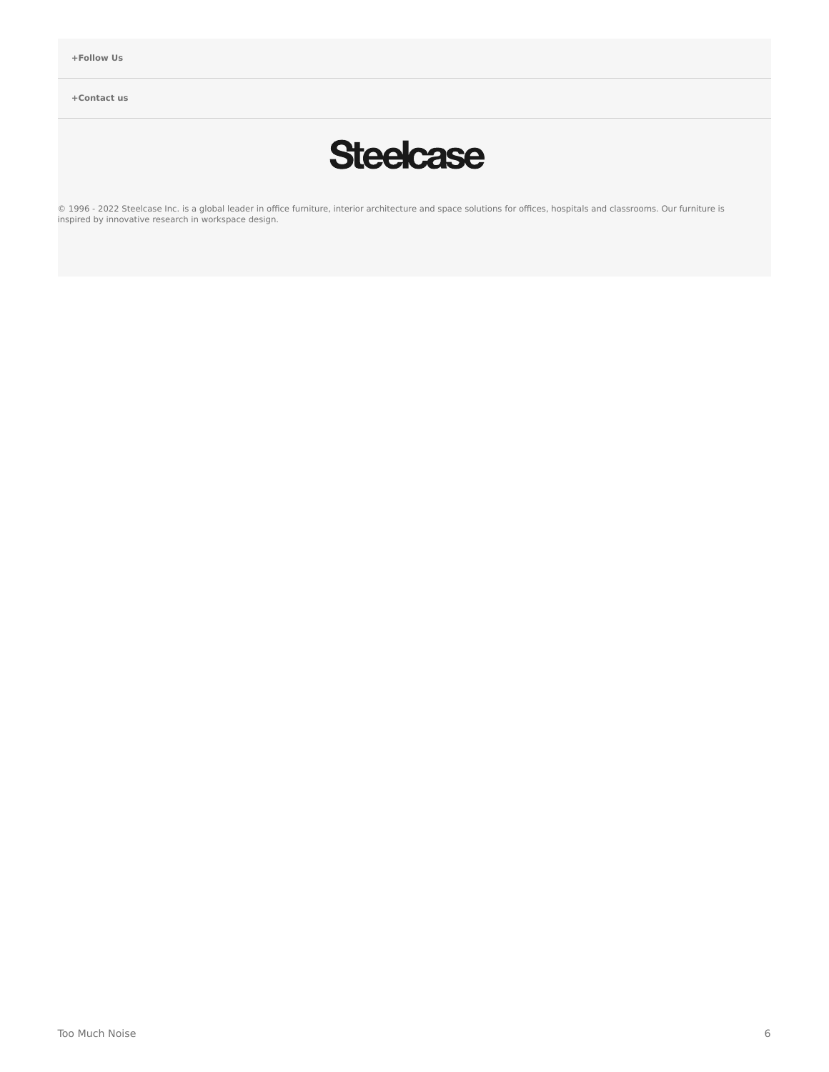**+Follow Us**

**+Contact us**

Steelcase

© 1996 - 2022 Steelcase Inc. is a global leader in office furniture, interior architecture and space solutions for offices, hospitals and classrooms. Our furniture is inspired by innovative research in workspace design.